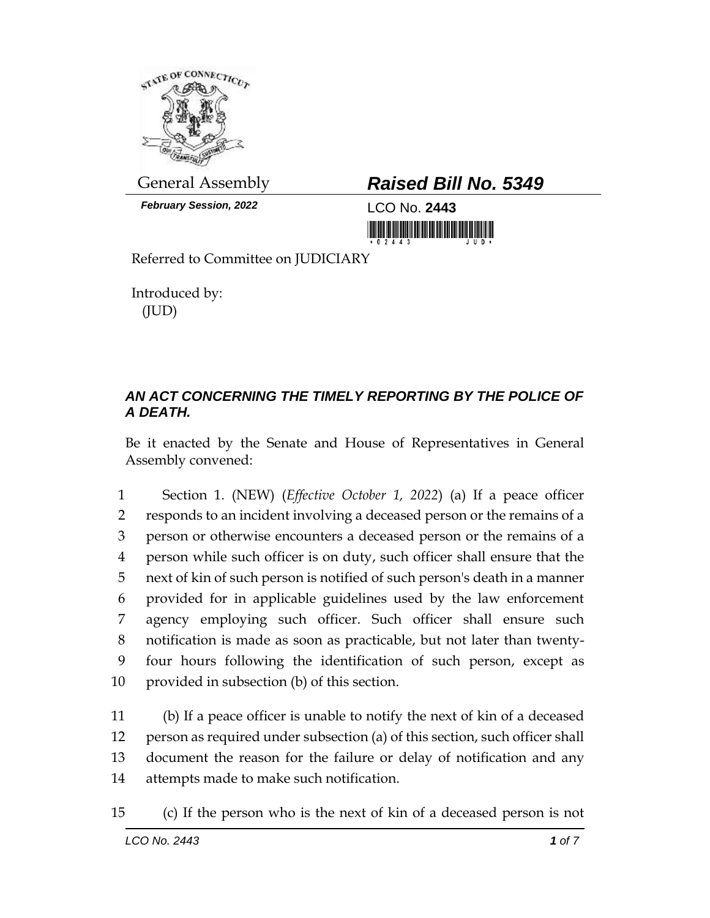General Assembly

***February Session, 2022***

# ***Raised Bill No. 5349***

LCO No. **2443**

Referred to Committee on JUDICIARY

Introduced by:
(JUD)

## ***AN ACT CONCERNING THE TIMELY REPORTING BY THE POLICE OF A DEATH.***

Be it enacted by the Senate and House of Representatives in General Assembly convened:

1 Section 1. (NEW) (*Effective October 1, 2022*) (a) If a peace officer
2 responds to an incident involving a deceased person or the remains of a
3 person or otherwise encounters a deceased person or the remains of a
4 person while such officer is on duty, such officer shall ensure that the
5 next of kin of such person is notified of such person's death in a manner
6 provided for in applicable guidelines used by the law enforcement
7 agency employing such officer. Such officer shall ensure such
8 notification is made as soon as practicable, but not later than twenty-
9 four hours following the identification of such person, except as
10 provided in subsection (b) of this section.

11 (b) If a peace officer is unable to notify the next of kin of a deceased
12 person as required under subsection (a) of this section, such officer shall
13 document the reason for the failure or delay of notification and any
14 attempts made to make such notification.

15 (c) If the person who is the next of kin of a deceased person is not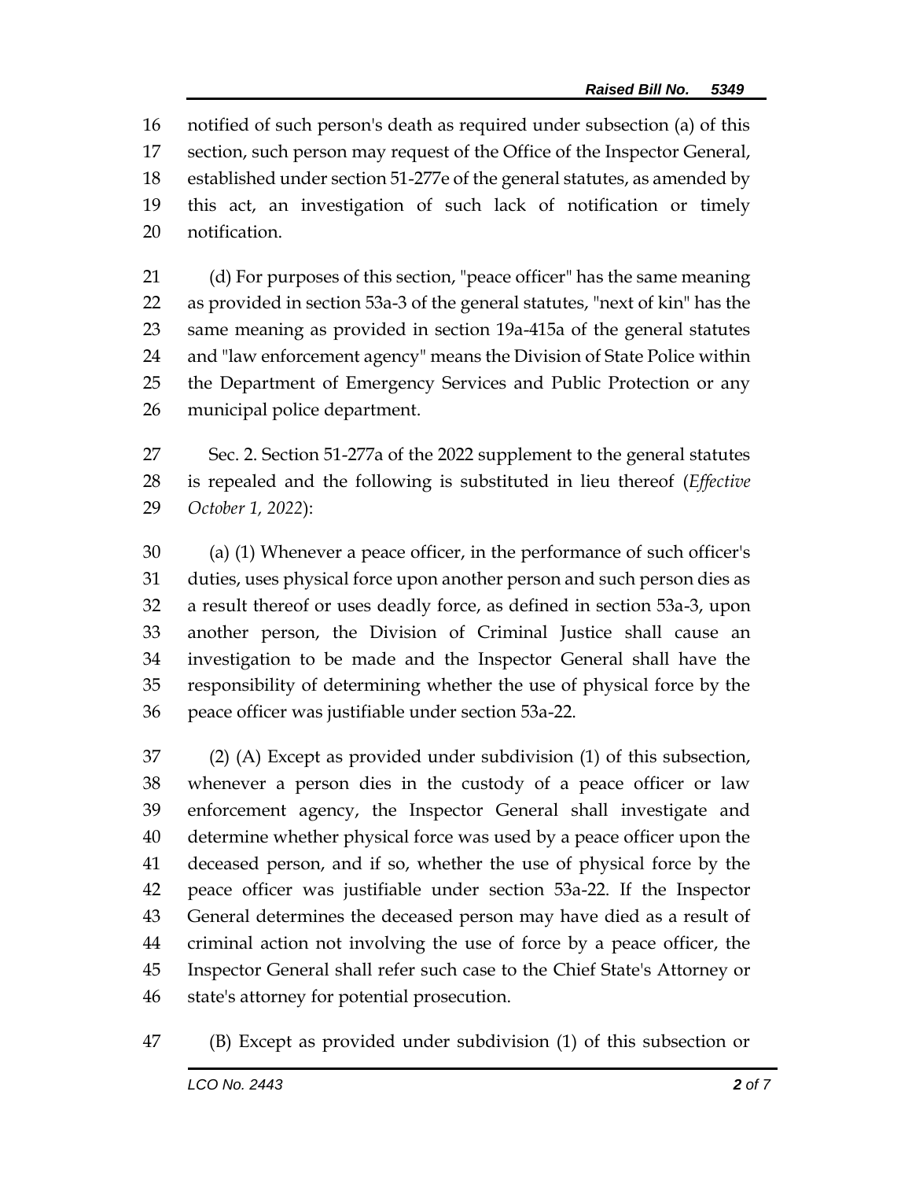notified of such person's death as required under subsection (a) of this section, such person may request of the Office of the Inspector General, established under section 51-277e of the general statutes, as amended by this act, an investigation of such lack of notification or timely notification.

(d) For purposes of this section, "peace officer" has the same meaning as provided in section 53a-3 of the general statutes, "next of kin" has the same meaning as provided in section 19a-415a of the general statutes and "law enforcement agency" means the Division of State Police within the Department of Emergency Services and Public Protection or any municipal police department.

Sec. 2. Section 51-277a of the 2022 supplement to the general statutes is repealed and the following is substituted in lieu thereof (*Effective October 1, 2022*):

(a) (1) Whenever a peace officer, in the performance of such officer's duties, uses physical force upon another person and such person dies as a result thereof or uses deadly force, as defined in section 53a-3, upon another person, the Division of Criminal Justice shall cause an investigation to be made and the Inspector General shall have the responsibility of determining whether the use of physical force by the peace officer was justifiable under section 53a-22.

(2) (A) Except as provided under subdivision (1) of this subsection, whenever a person dies in the custody of a peace officer or law enforcement agency, the Inspector General shall investigate and determine whether physical force was used by a peace officer upon the deceased person, and if so, whether the use of physical force by the peace officer was justifiable under section 53a-22. If the Inspector General determines the deceased person may have died as a result of criminal action not involving the use of force by a peace officer, the Inspector General shall refer such case to the Chief State's Attorney or state's attorney for potential prosecution.

(B) Except as provided under subdivision (1) of this subsection or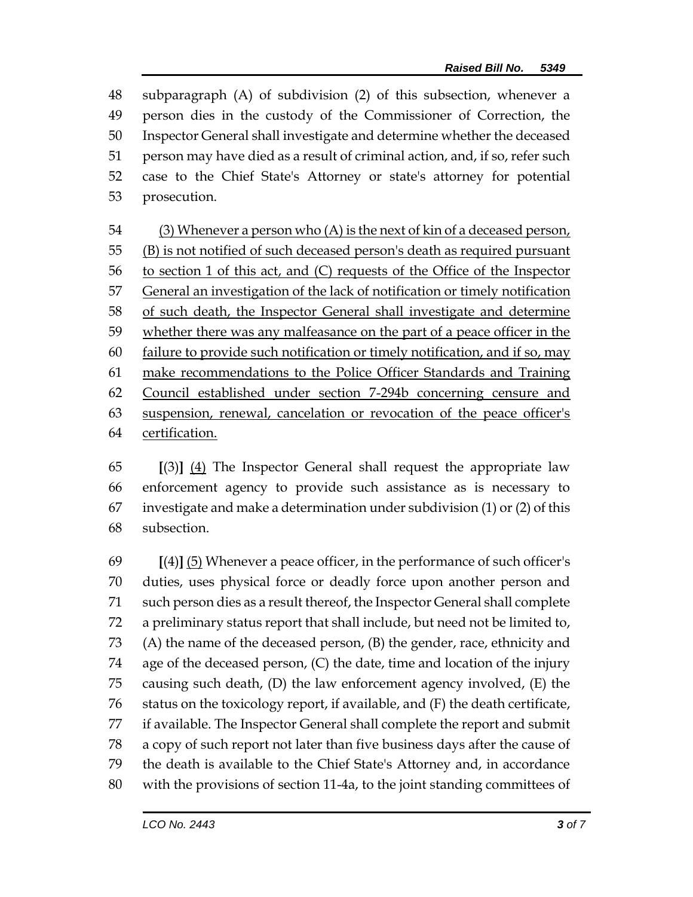subparagraph (A) of subdivision (2) of this subsection, whenever a person dies in the custody of the Commissioner of Correction, the Inspector General shall investigate and determine whether the deceased person may have died as a result of criminal action, and, if so, refer such case to the Chief State's Attorney or state's attorney for potential prosecution.

<u>(3) Whenever a person who (A) is the next of kin of a deceased person, (B) is not notified of such deceased person's death as required pursuant to section 1 of this act, and (C) requests of the Office of the Inspector General an investigation of the lack of notification or timely notification of such death, the Inspector General shall investigate and determine whether there was any malfeasance on the part of a peace officer in the failure to provide such notification or timely notification, and if so, may make recommendations to the Police Officer Standards and Training Council established under section 7-294b concerning censure and suspension, renewal, cancelation or revocation of the peace officer's certification.</u>

**[**(3)**]** <u>(4)</u> The Inspector General shall request the appropriate law enforcement agency to provide such assistance as is necessary to investigate and make a determination under subdivision (1) or (2) of this subsection.

**[**(4)**]** <u>(5)</u> Whenever a peace officer, in the performance of such officer's duties, uses physical force or deadly force upon another person and such person dies as a result thereof, the Inspector General shall complete a preliminary status report that shall include, but need not be limited to, (A) the name of the deceased person, (B) the gender, race, ethnicity and age of the deceased person, (C) the date, time and location of the injury causing such death, (D) the law enforcement agency involved, (E) the status on the toxicology report, if available, and (F) the death certificate, if available. The Inspector General shall complete the report and submit a copy of such report not later than five business days after the cause of the death is available to the Chief State's Attorney and, in accordance with the provisions of section 11-4a, to the joint standing committees of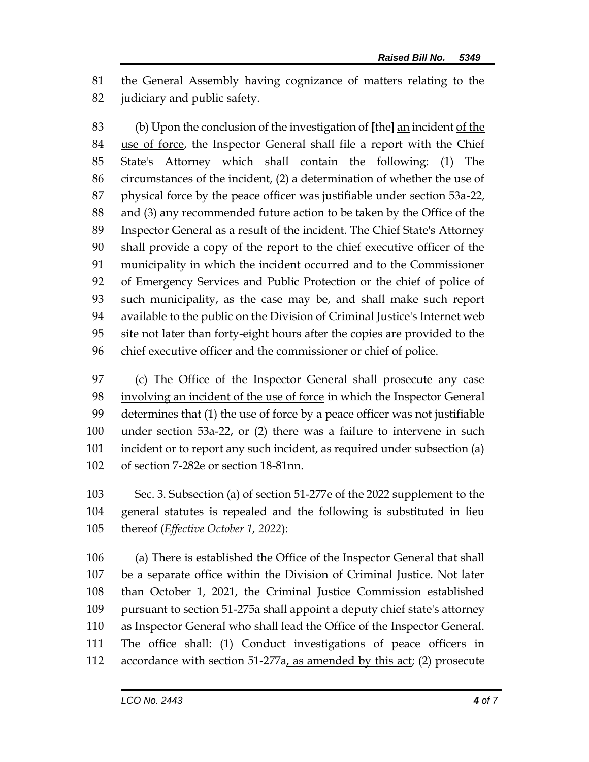the General Assembly having cognizance of matters relating to the judiciary and public safety.

(b) Upon the conclusion of the investigation of **[**the**]** an incident of the use of force, the Inspector General shall file a report with the Chief State's Attorney which shall contain the following: (1) The circumstances of the incident, (2) a determination of whether the use of physical force by the peace officer was justifiable under section 53a-22, and (3) any recommended future action to be taken by the Office of the Inspector General as a result of the incident. The Chief State's Attorney shall provide a copy of the report to the chief executive officer of the municipality in which the incident occurred and to the Commissioner of Emergency Services and Public Protection or the chief of police of such municipality, as the case may be, and shall make such report available to the public on the Division of Criminal Justice's Internet web site not later than forty-eight hours after the copies are provided to the chief executive officer and the commissioner or chief of police.

(c) The Office of the Inspector General shall prosecute any case involving an incident of the use of force in which the Inspector General determines that (1) the use of force by a peace officer was not justifiable under section 53a-22, or (2) there was a failure to intervene in such incident or to report any such incident, as required under subsection (a) of section 7-282e or section 18-81nn.

Sec. 3. Subsection (a) of section 51-277e of the 2022 supplement to the general statutes is repealed and the following is substituted in lieu thereof (*Effective October 1, 2022*):

(a) There is established the Office of the Inspector General that shall be a separate office within the Division of Criminal Justice. Not later than October 1, 2021, the Criminal Justice Commission established pursuant to section 51-275a shall appoint a deputy chief state's attorney as Inspector General who shall lead the Office of the Inspector General. The office shall: (1) Conduct investigations of peace officers in accordance with section 51-277a, as amended by this act; (2) prosecute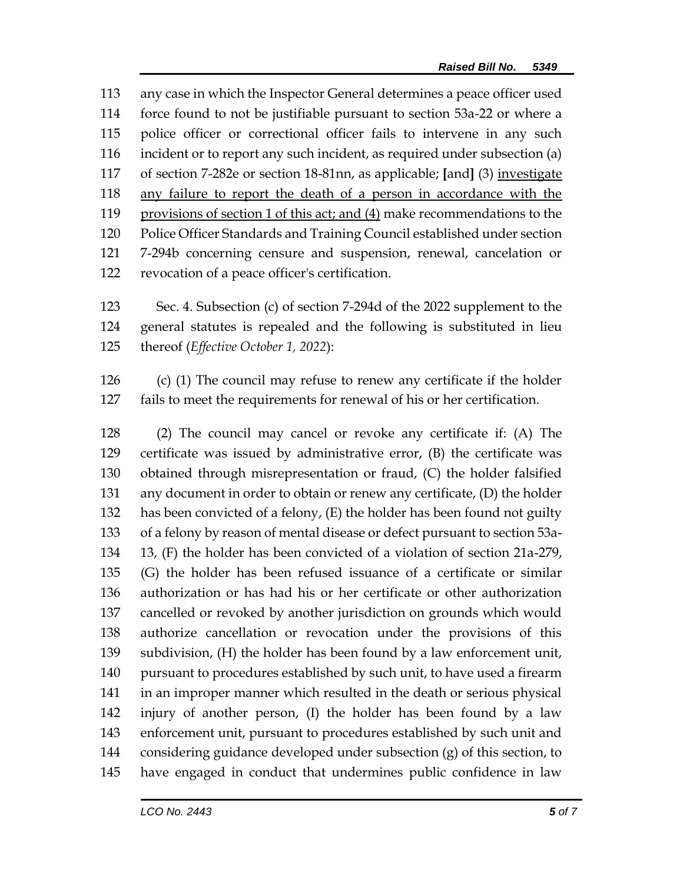any case in which the Inspector General determines a peace officer used force found to not be justifiable pursuant to section 53a-22 or where a police officer or correctional officer fails to intervene in any such incident or to report any such incident, as required under subsection (a) of section 7-282e or section 18-81nn, as applicable; **[**and**]** (3) <u>investigate any failure to report the death of a person in accordance with the provisions of section 1 of this act; and (4)</u> make recommendations to the Police Officer Standards and Training Council established under section 7-294b concerning censure and suspension, renewal, cancelation or revocation of a peace officer's certification.

Sec. 4. Subsection (c) of section 7-294d of the 2022 supplement to the general statutes is repealed and the following is substituted in lieu thereof (*Effective October 1, 2022*):

(c) (1) The council may refuse to renew any certificate if the holder fails to meet the requirements for renewal of his or her certification.

(2) The council may cancel or revoke any certificate if: (A) The certificate was issued by administrative error, (B) the certificate was obtained through misrepresentation or fraud, (C) the holder falsified any document in order to obtain or renew any certificate, (D) the holder has been convicted of a felony, (E) the holder has been found not guilty of a felony by reason of mental disease or defect pursuant to section 53a-13, (F) the holder has been convicted of a violation of section 21a-279, (G) the holder has been refused issuance of a certificate or similar authorization or has had his or her certificate or other authorization cancelled or revoked by another jurisdiction on grounds which would authorize cancellation or revocation under the provisions of this subdivision, (H) the holder has been found by a law enforcement unit, pursuant to procedures established by such unit, to have used a firearm in an improper manner which resulted in the death or serious physical injury of another person, (I) the holder has been found by a law enforcement unit, pursuant to procedures established by such unit and considering guidance developed under subsection (g) of this section, to have engaged in conduct that undermines public confidence in law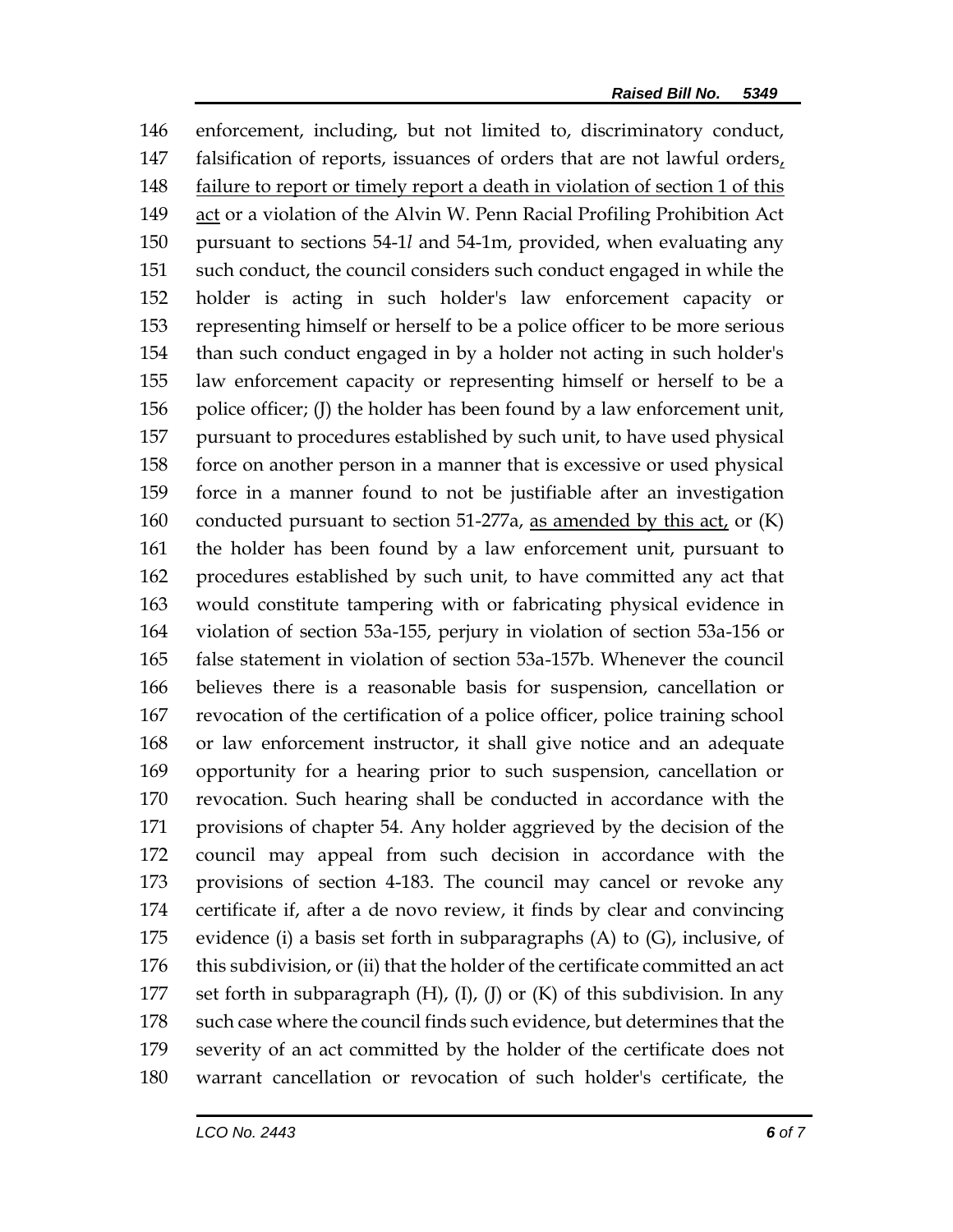enforcement, including, but not limited to, discriminatory conduct, falsification of reports, issuances of orders that are not lawful orders, failure to report or timely report a death in violation of section 1 of this act or a violation of the Alvin W. Penn Racial Profiling Prohibition Act pursuant to sections 54-1*l* and 54-1m, provided, when evaluating any such conduct, the council considers such conduct engaged in while the holder is acting in such holder's law enforcement capacity or representing himself or herself to be a police officer to be more serious than such conduct engaged in by a holder not acting in such holder's law enforcement capacity or representing himself or herself to be a police officer; (J) the holder has been found by a law enforcement unit, pursuant to procedures established by such unit, to have used physical force on another person in a manner that is excessive or used physical force in a manner found to not be justifiable after an investigation conducted pursuant to section 51-277a, as amended by this act, or (K) the holder has been found by a law enforcement unit, pursuant to procedures established by such unit, to have committed any act that would constitute tampering with or fabricating physical evidence in violation of section 53a-155, perjury in violation of section 53a-156 or false statement in violation of section 53a-157b. Whenever the council believes there is a reasonable basis for suspension, cancellation or revocation of the certification of a police officer, police training school or law enforcement instructor, it shall give notice and an adequate opportunity for a hearing prior to such suspension, cancellation or revocation. Such hearing shall be conducted in accordance with the provisions of chapter 54. Any holder aggrieved by the decision of the council may appeal from such decision in accordance with the provisions of section 4-183. The council may cancel or revoke any certificate if, after a de novo review, it finds by clear and convincing evidence (i) a basis set forth in subparagraphs (A) to (G), inclusive, of this subdivision, or (ii) that the holder of the certificate committed an act set forth in subparagraph (H), (I), (J) or (K) of this subdivision. In any such case where the council finds such evidence, but determines that the severity of an act committed by the holder of the certificate does not warrant cancellation or revocation of such holder's certificate, the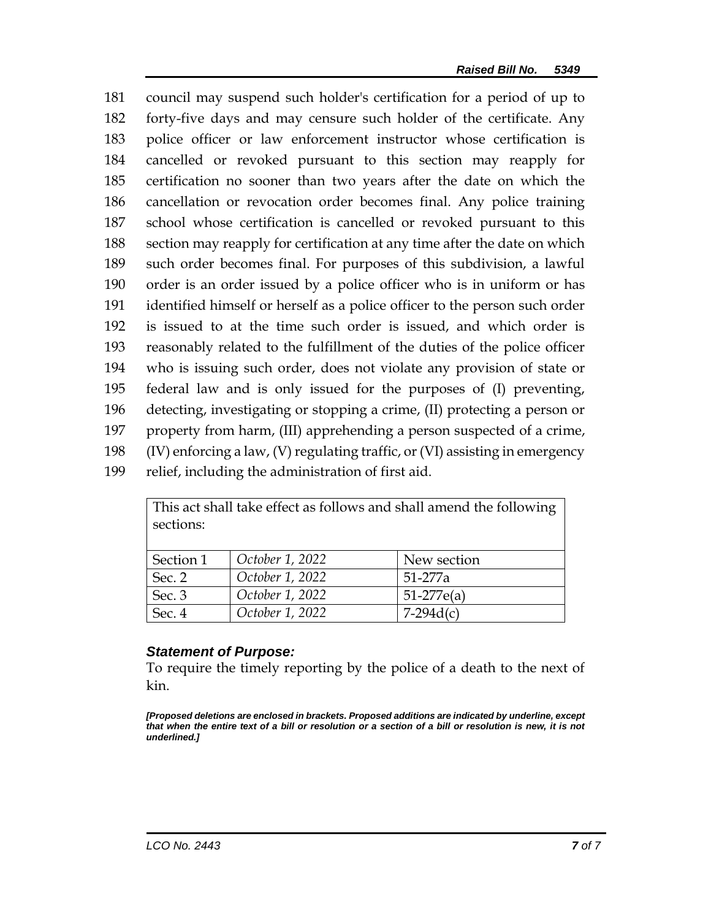181 council may suspend such holder's certification for a period of up to
182 forty-five days and may censure such holder of the certificate. Any
183 police officer or law enforcement instructor whose certification is
184 cancelled or revoked pursuant to this section may reapply for
185 certification no sooner than two years after the date on which the
186 cancellation or revocation order becomes final. Any police training
187 school whose certification is cancelled or revoked pursuant to this
188 section may reapply for certification at any time after the date on which
189 such order becomes final. For purposes of this subdivision, a lawful
190 order is an order issued by a police officer who is in uniform or has
191 identified himself or herself as a police officer to the person such order
192 is issued to at the time such order is issued, and which order is
193 reasonably related to the fulfillment of the duties of the police officer
194 who is issuing such order, does not violate any provision of state or
195 federal law and is only issued for the purposes of (I) preventing,
196 detecting, investigating or stopping a crime, (II) protecting a person or
197 property from harm, (III) apprehending a person suspected of a crime,
198 (IV) enforcing a law, (V) regulating traffic, or (VI) assisting in emergency
199 relief, including the administration of first aid.

| This act shall take effect as follows and shall amend the following sections: | | |
|---|---|---|
| Section 1 | *October 1, 2022* | New section |
| Sec. 2 | *October 1, 2022* | 51-277a |
| Sec. 3 | *October 1, 2022* | 51-277e(a) |
| Sec. 4 | *October 1, 2022* | 7-294d(c) |

### *Statement of Purpose:*

To require the timely reporting by the police of a death to the next of kin.

***[Proposed deletions are enclosed in brackets. Proposed additions are indicated by underline, except that when the entire text of a bill or resolution or a section of a bill or resolution is new, it is not underlined.]***